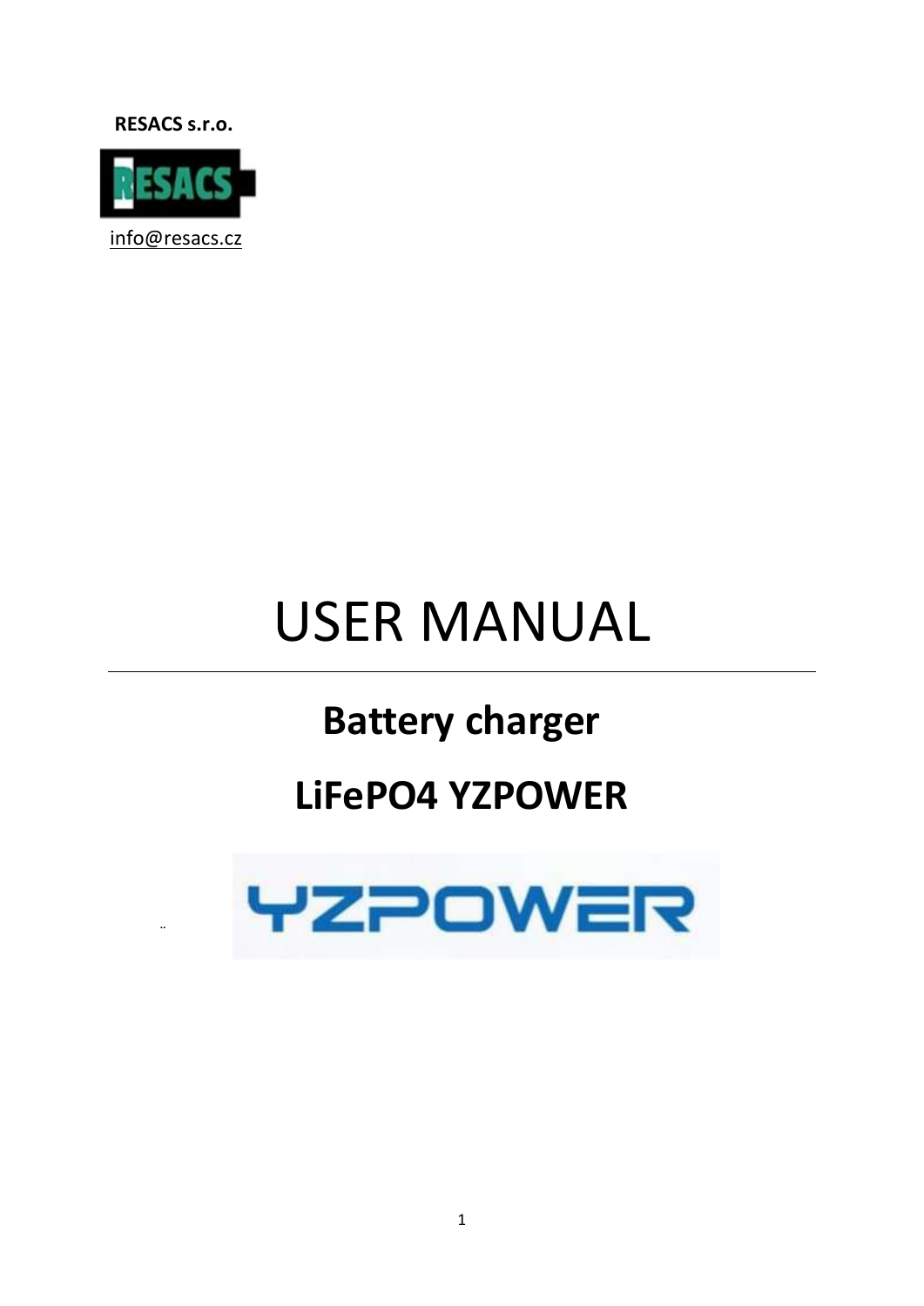**RESACS s.r.o.**

info@resacs.cz

# USER MANUAL

---

## Battery charger

## LiFePO4 YZPOWER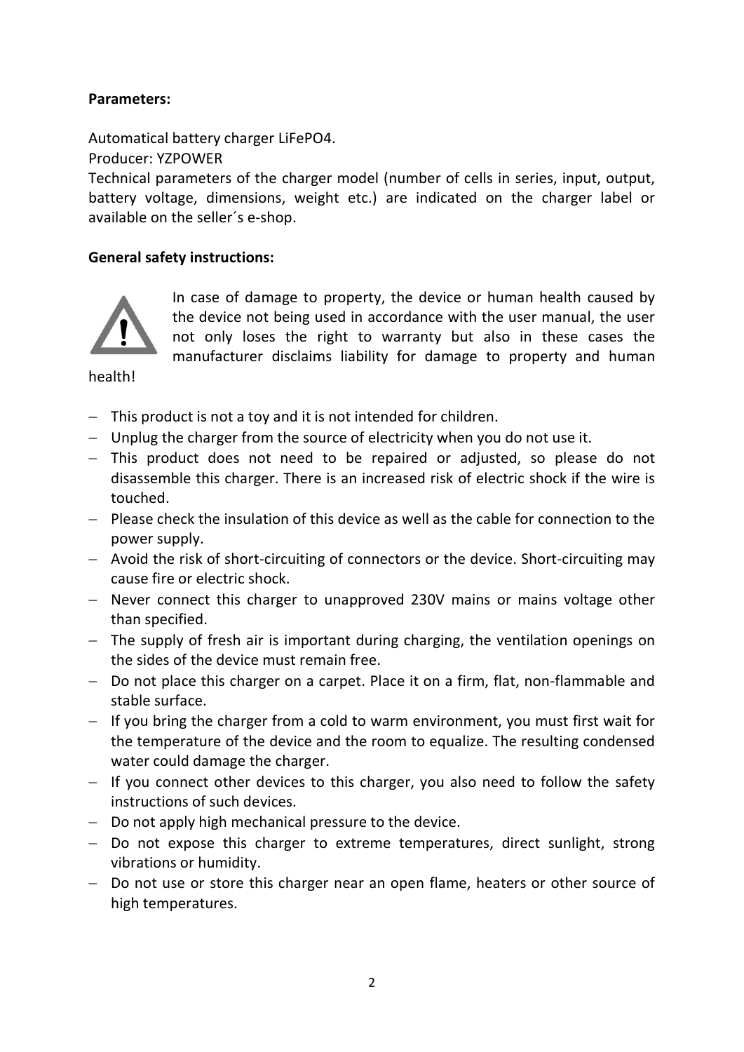**Parameters:**

Automatical battery charger LiFePO4.
Producer: YZPOWER
Technical parameters of the charger model (number of cells in series, input, output, battery voltage, dimensions, weight etc.) are indicated on the charger label or available on the seller´s e-shop.

**General safety instructions:**

In case of damage to property, the device or human health caused by the device not being used in accordance with the user manual, the user not only loses the right to warranty but also in these cases the manufacturer disclaims liability for damage to property and human health!

- This product is not a toy and it is not intended for children.
- Unplug the charger from the source of electricity when you do not use it.
- This product does not need to be repaired or adjusted, so please do not disassemble this charger. There is an increased risk of electric shock if the wire is touched.
- Please check the insulation of this device as well as the cable for connection to the power supply.
- Avoid the risk of short-circuiting of connectors or the device. Short-circuiting may cause fire or electric shock.
- Never connect this charger to unapproved 230V mains or mains voltage other than specified.
- The supply of fresh air is important during charging, the ventilation openings on the sides of the device must remain free.
- Do not place this charger on a carpet. Place it on a firm, flat, non-flammable and stable surface.
- If you bring the charger from a cold to warm environment, you must first wait for the temperature of the device and the room to equalize. The resulting condensed water could damage the charger.
- If you connect other devices to this charger, you also need to follow the safety instructions of such devices.
- Do not apply high mechanical pressure to the device.
- Do not expose this charger to extreme temperatures, direct sunlight, strong vibrations or humidity.
- Do not use or store this charger near an open flame, heaters or other source of high temperatures.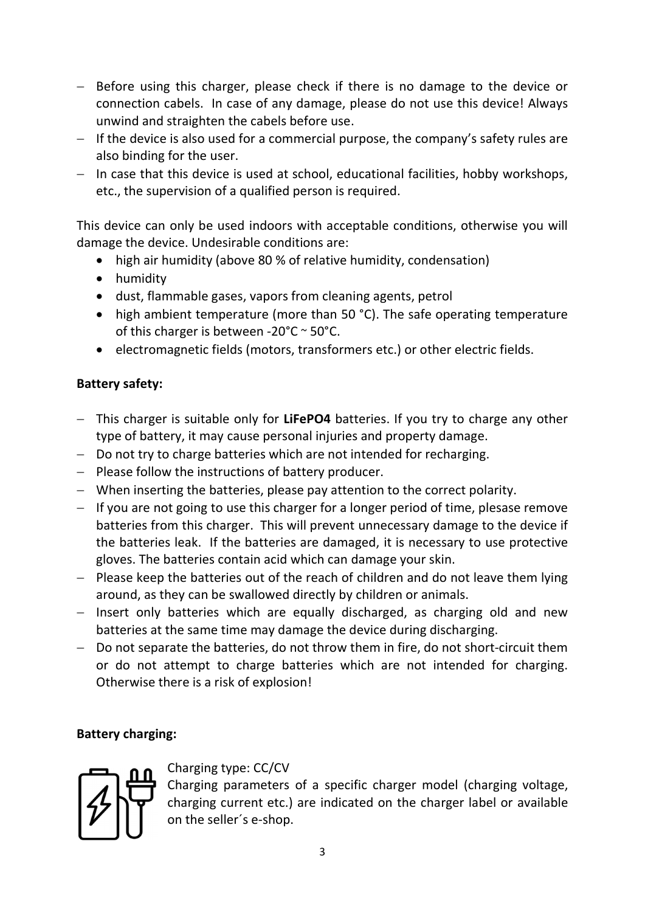- Before using this charger, please check if there is no damage to the device or connection cabels. In case of any damage, please do not use this device! Always unwind and straighten the cabels before use.
- If the device is also used for a commercial purpose, the company's safety rules are also binding for the user.
- In case that this device is used at school, educational facilities, hobby workshops, etc., the supervision of a qualified person is required.

This device can only be used indoors with acceptable conditions, otherwise you will damage the device. Undesirable conditions are:

- high air humidity (above 80 % of relative humidity, condensation)
- humidity
- dust, flammable gases, vapors from cleaning agents, petrol
- high ambient temperature (more than 50 °C). The safe operating temperature of this charger is between -20°C ~ 50°C.
- electromagnetic fields (motors, transformers etc.) or other electric fields.

**Battery safety:**

- This charger is suitable only for **LiFePO4** batteries. If you try to charge any other type of battery, it may cause personal injuries and property damage.
- Do not try to charge batteries which are not intended for recharging.
- Please follow the instructions of battery producer.
- When inserting the batteries, please pay attention to the correct polarity.
- If you are not going to use this charger for a longer period of time, plesase remove batteries from this charger. This will prevent unnecessary damage to the device if the batteries leak. If the batteries are damaged, it is necessary to use protective gloves. The batteries contain acid which can damage your skin.
- Please keep the batteries out of the reach of children and do not leave them lying around, as they can be swallowed directly by children or animals.
- Insert only batteries which are equally discharged, as charging old and new batteries at the same time may damage the device during discharging.
- Do not separate the batteries, do not throw them in fire, do not short-circuit them or do not attempt to charge batteries which are not intended for charging. Otherwise there is a risk of explosion!

**Battery charging:**

Charging type: CC/CV

Charging parameters of a specific charger model (charging voltage, charging current etc.) are indicated on the charger label or available on the seller´s e-shop.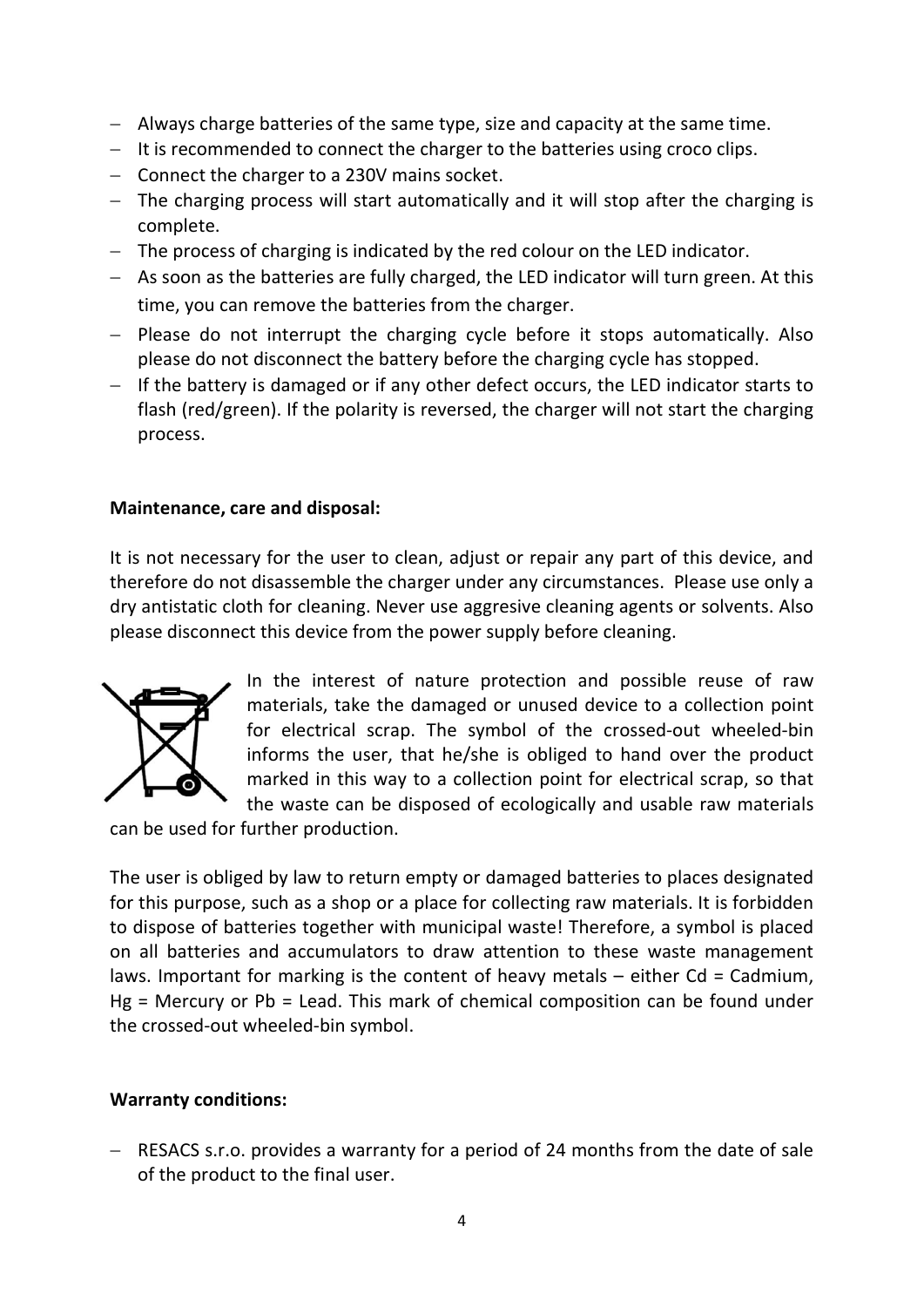- Always charge batteries of the same type, size and capacity at the same time.
- It is recommended to connect the charger to the batteries using croco clips.
- Connect the charger to a 230V mains socket.
- The charging process will start automatically and it will stop after the charging is complete.
- The process of charging is indicated by the red colour on the LED indicator.
- As soon as the batteries are fully charged, the LED indicator will turn green. At this time, you can remove the batteries from the charger.
- Please do not interrupt the charging cycle before it stops automatically. Also please do not disconnect the battery before the charging cycle has stopped.
- If the battery is damaged or if any other defect occurs, the LED indicator starts to flash (red/green). If the polarity is reversed, the charger will not start the charging process.

**Maintenance, care and disposal:**

It is not necessary for the user to clean, adjust or repair any part of this device, and therefore do not disassemble the charger under any circumstances. Please use only a dry antistatic cloth for cleaning. Never use aggresive cleaning agents or solvents. Also please disconnect this device from the power supply before cleaning.

In the interest of nature protection and possible reuse of raw materials, take the damaged or unused device to a collection point for electrical scrap. The symbol of the crossed-out wheeled-bin informs the user, that he/she is obliged to hand over the product marked in this way to a collection point for electrical scrap, so that the waste can be disposed of ecologically and usable raw materials can be used for further production.

The user is obliged by law to return empty or damaged batteries to places designated for this purpose, such as a shop or a place for collecting raw materials. It is forbidden to dispose of batteries together with municipal waste! Therefore, a symbol is placed on all batteries and accumulators to draw attention to these waste management laws. Important for marking is the content of heavy metals – either Cd = Cadmium, Hg = Mercury or Pb = Lead. This mark of chemical composition can be found under the crossed-out wheeled-bin symbol.

**Warranty conditions:**

- RESACS s.r.o. provides a warranty for a period of 24 months from the date of sale of the product to the final user.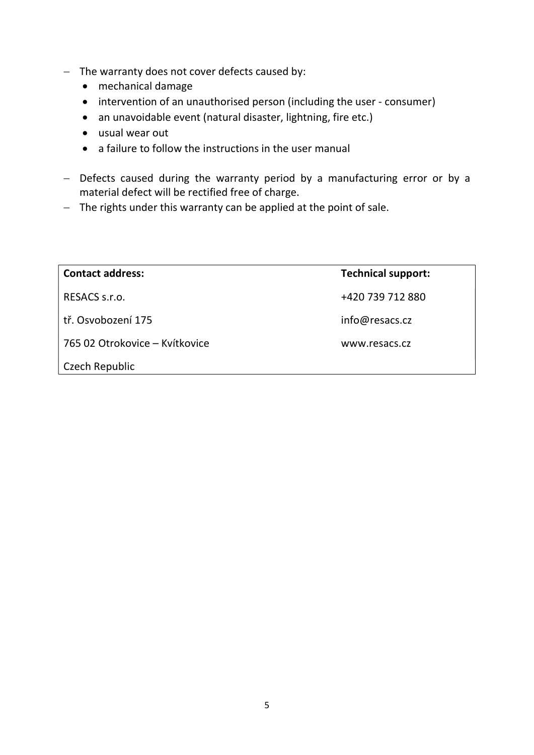- The warranty does not cover defects caused by:
  - mechanical damage
  - intervention of an unauthorised person (including the user - consumer)
  - an unavoidable event (natural disaster, lightning, fire etc.)
  - usual wear out
  - a failure to follow the instructions in the user manual

- Defects caused during the warranty period by a manufacturing error or by a material defect will be rectified free of charge.
- The rights under this warranty can be applied at the point of sale.

| **Contact address:** | **Technical support:** |
|---|---|
| RESACS s.r.o. | +420 739 712 880 |
| tř. Osvobození 175 | info@resacs.cz |
| 765 02 Otrokovice – Kvítkovice | www.resacs.cz |
| Czech Republic | |